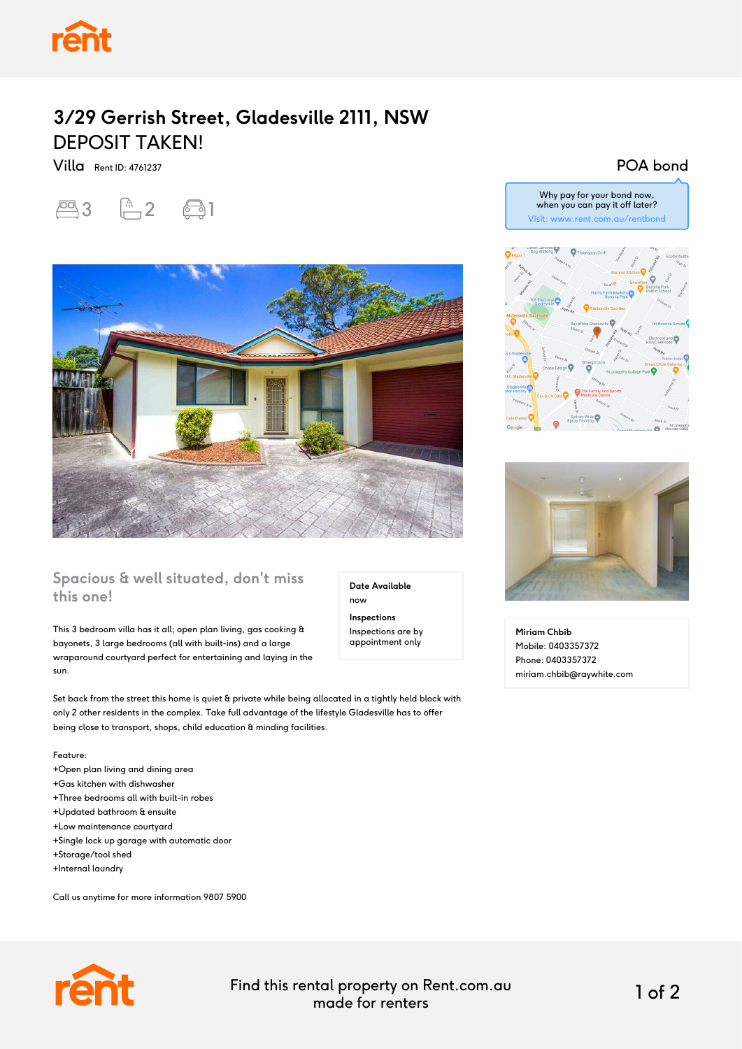# 3/29 Gerrish Street, Gladesville 2111, NSW

DEPOSIT TAKEN!

Villa Rent ID: 4761237

3 2 1

POA bond

Why pay for your bond now, when you can pay it off later?
Visit: www.rent.com.au/rentbond

## Spacious & well situated, don't miss this one!

**Date Available**
now

**Inspections**
Inspections are by appointment only

This 3 bedroom villa has it all; open plan living, gas cooking & bayonets, 3 large bedrooms (all with built-ins) and a large wraparound courtyard perfect for entertaining and laying in the sun.

Set back from the street this home is quiet & private while being allocated in a tightly held block with only 2 other residents in the complex. Take full advantage of the lifestyle Gladesville has to offer being close to transport, shops, child education & minding facilities.

Feature:
+Open plan living and dining area
+Gas kitchen with dishwasher
+Three bedrooms all with built-in robes
+Updated bathroom & ensuite
+Low maintenance courtyard
+Single lock up garage with automatic door
+Storage/tool shed
+Internal laundry

Call us anytime for more information 9807 5900

**Miriam Chbib**
Mobile: 0403357372
Phone: 0403357372
miriam.chbib@raywhite.com

Find this rental property on Rent.com.au made for renters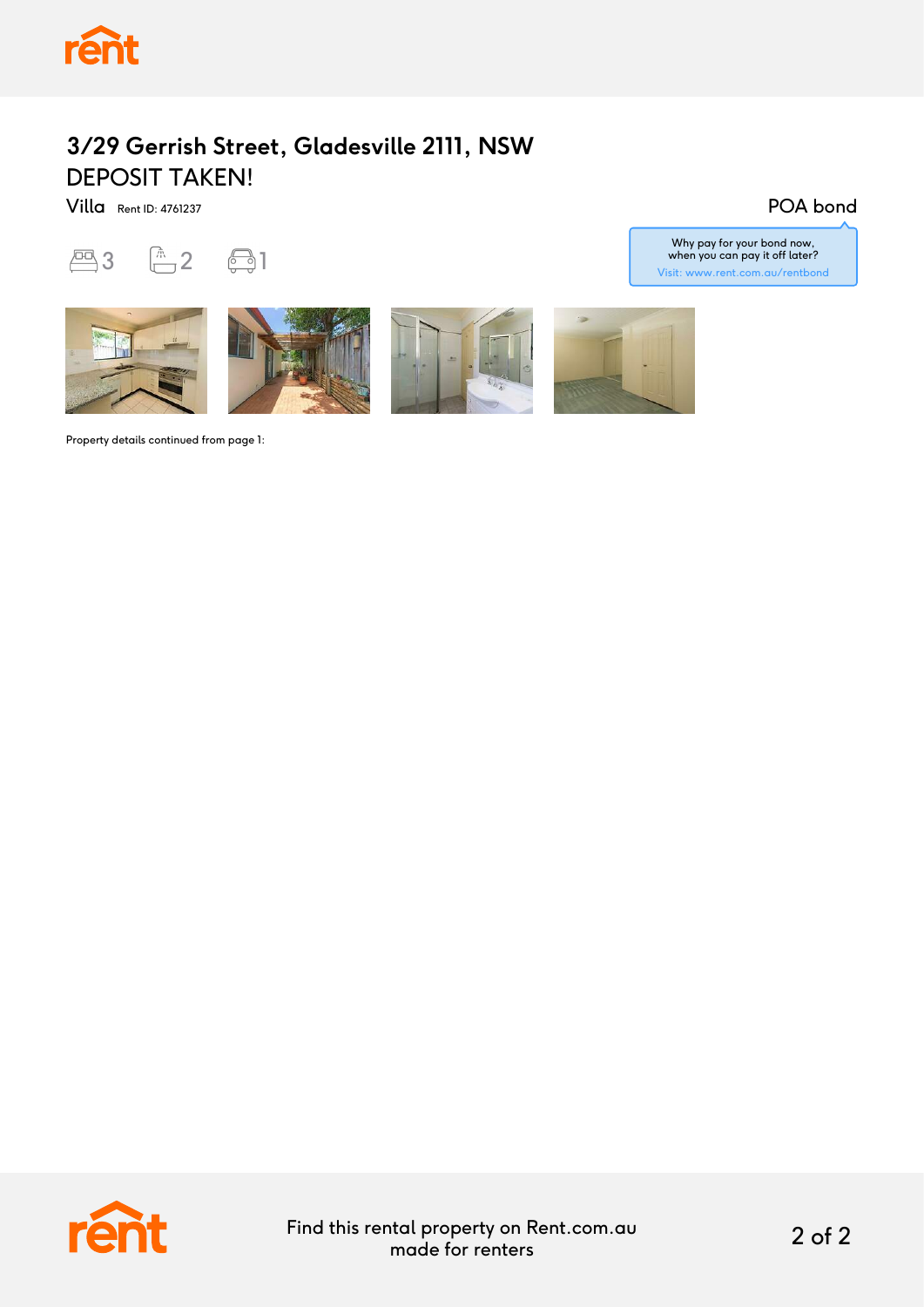# 3/29 Gerrish Street, Gladesville 2111, NSW

DEPOSIT TAKEN!

Villa Rent ID: 4761237

POA bond

3 2 1

Why pay for your bond now, when you can pay it off later?
Visit: www.rent.com.au/rentbond

Property details continued from page 1:

Find this rental property on Rent.com.au made for renters